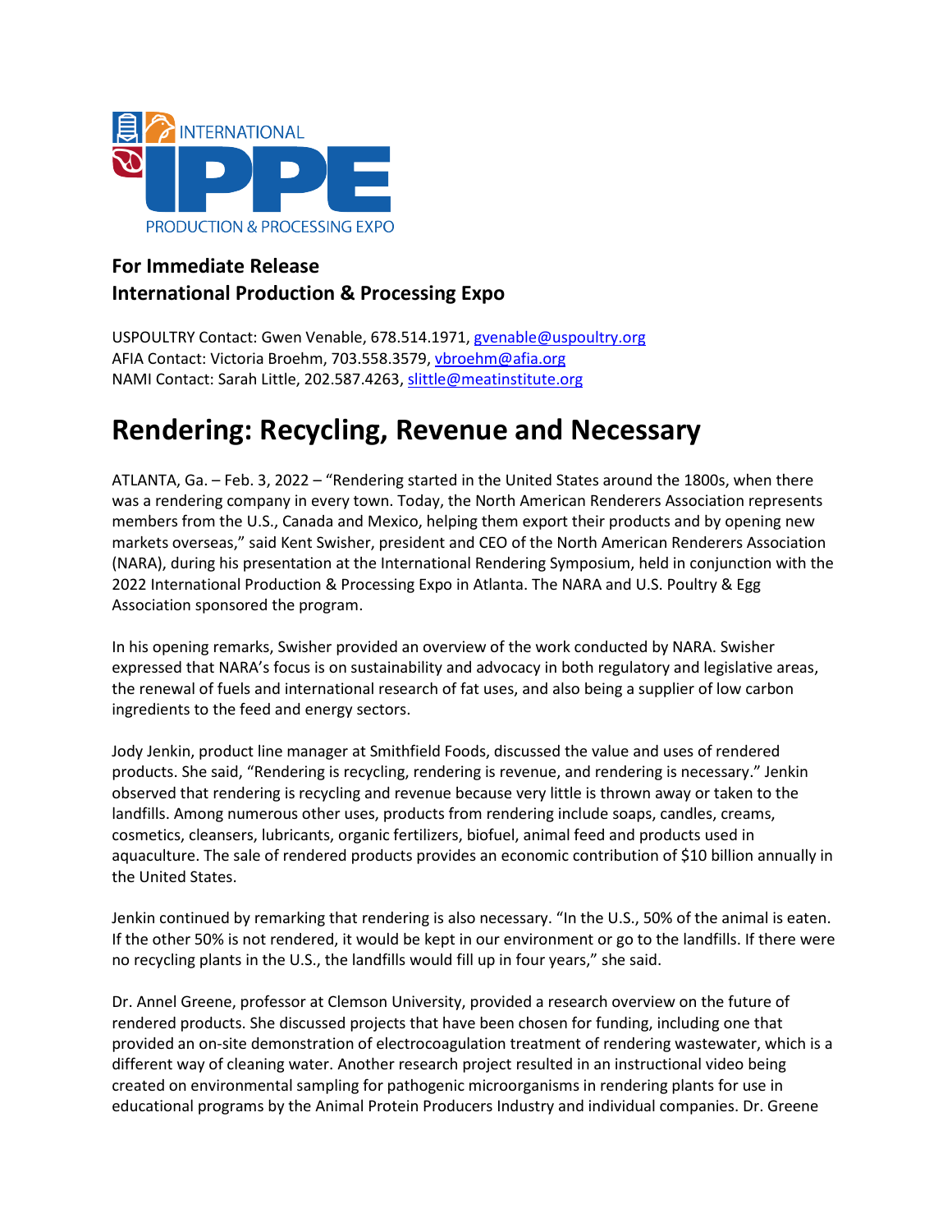**For Immediate Release**
**International Production & Processing Expo**

USPOULTRY Contact: Gwen Venable, 678.514.1971, gvenable@uspoultry.org
AFIA Contact: Victoria Broehm, 703.558.3579, vbroehm@afia.org
NAMI Contact: Sarah Little, 202.587.4263, slittle@meatinstitute.org

# Rendering: Recycling, Revenue and Necessary

ATLANTA, Ga. – Feb. 3, 2022 – "Rendering started in the United States around the 1800s, when there was a rendering company in every town. Today, the North American Renderers Association represents members from the U.S., Canada and Mexico, helping them export their products and by opening new markets overseas," said Kent Swisher, president and CEO of the North American Renderers Association (NARA), during his presentation at the International Rendering Symposium, held in conjunction with the 2022 International Production & Processing Expo in Atlanta. The NARA and U.S. Poultry & Egg Association sponsored the program.

In his opening remarks, Swisher provided an overview of the work conducted by NARA. Swisher expressed that NARA's focus is on sustainability and advocacy in both regulatory and legislative areas, the renewal of fuels and international research of fat uses, and also being a supplier of low carbon ingredients to the feed and energy sectors.

Jody Jenkin, product line manager at Smithfield Foods, discussed the value and uses of rendered products. She said, "Rendering is recycling, rendering is revenue, and rendering is necessary." Jenkin observed that rendering is recycling and revenue because very little is thrown away or taken to the landfills. Among numerous other uses, products from rendering include soaps, candles, creams, cosmetics, cleansers, lubricants, organic fertilizers, biofuel, animal feed and products used in aquaculture. The sale of rendered products provides an economic contribution of $10 billion annually in the United States.

Jenkin continued by remarking that rendering is also necessary. "In the U.S., 50% of the animal is eaten. If the other 50% is not rendered, it would be kept in our environment or go to the landfills. If there were no recycling plants in the U.S., the landfills would fill up in four years," she said.

Dr. Annel Greene, professor at Clemson University, provided a research overview on the future of rendered products. She discussed projects that have been chosen for funding, including one that provided an on-site demonstration of electrocoagulation treatment of rendering wastewater, which is a different way of cleaning water. Another research project resulted in an instructional video being created on environmental sampling for pathogenic microorganisms in rendering plants for use in educational programs by the Animal Protein Producers Industry and individual companies. Dr. Greene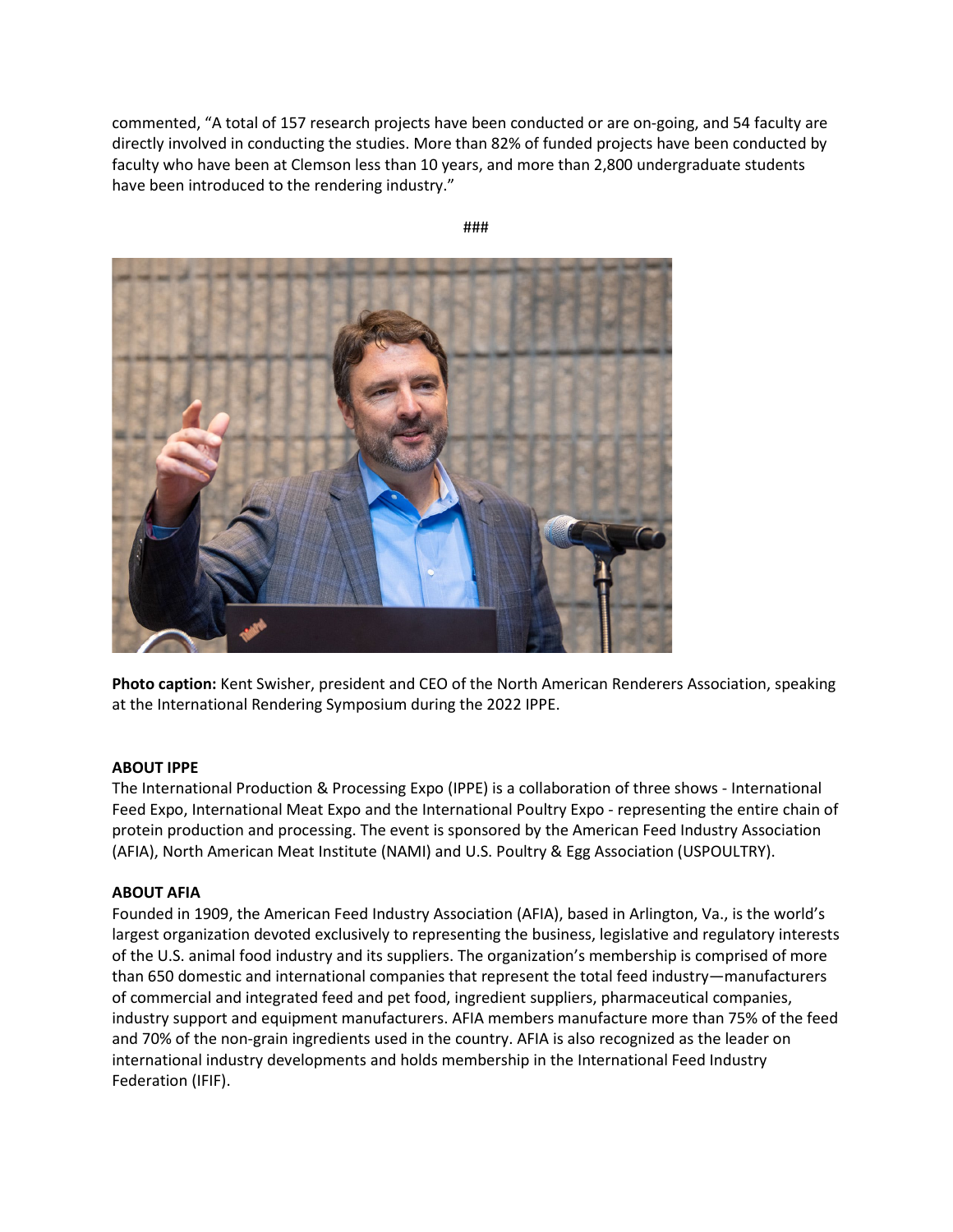commented, "A total of 157 research projects have been conducted or are on-going, and 54 faculty are directly involved in conducting the studies. More than 82% of funded projects have been conducted by faculty who have been at Clemson less than 10 years, and more than 2,800 undergraduate students have been introduced to the rendering industry."

###

**Photo caption:** Kent Swisher, president and CEO of the North American Renderers Association, speaking at the International Rendering Symposium during the 2022 IPPE.

**ABOUT IPPE**

The International Production & Processing Expo (IPPE) is a collaboration of three shows - International Feed Expo, International Meat Expo and the International Poultry Expo - representing the entire chain of protein production and processing. The event is sponsored by the American Feed Industry Association (AFIA), North American Meat Institute (NAMI) and U.S. Poultry & Egg Association (USPOULTRY).

**ABOUT AFIA**

Founded in 1909, the American Feed Industry Association (AFIA), based in Arlington, Va., is the world's largest organization devoted exclusively to representing the business, legislative and regulatory interests of the U.S. animal food industry and its suppliers. The organization's membership is comprised of more than 650 domestic and international companies that represent the total feed industry—manufacturers of commercial and integrated feed and pet food, ingredient suppliers, pharmaceutical companies, industry support and equipment manufacturers. AFIA members manufacture more than 75% of the feed and 70% of the non-grain ingredients used in the country. AFIA is also recognized as the leader on international industry developments and holds membership in the International Feed Industry Federation (IFIF).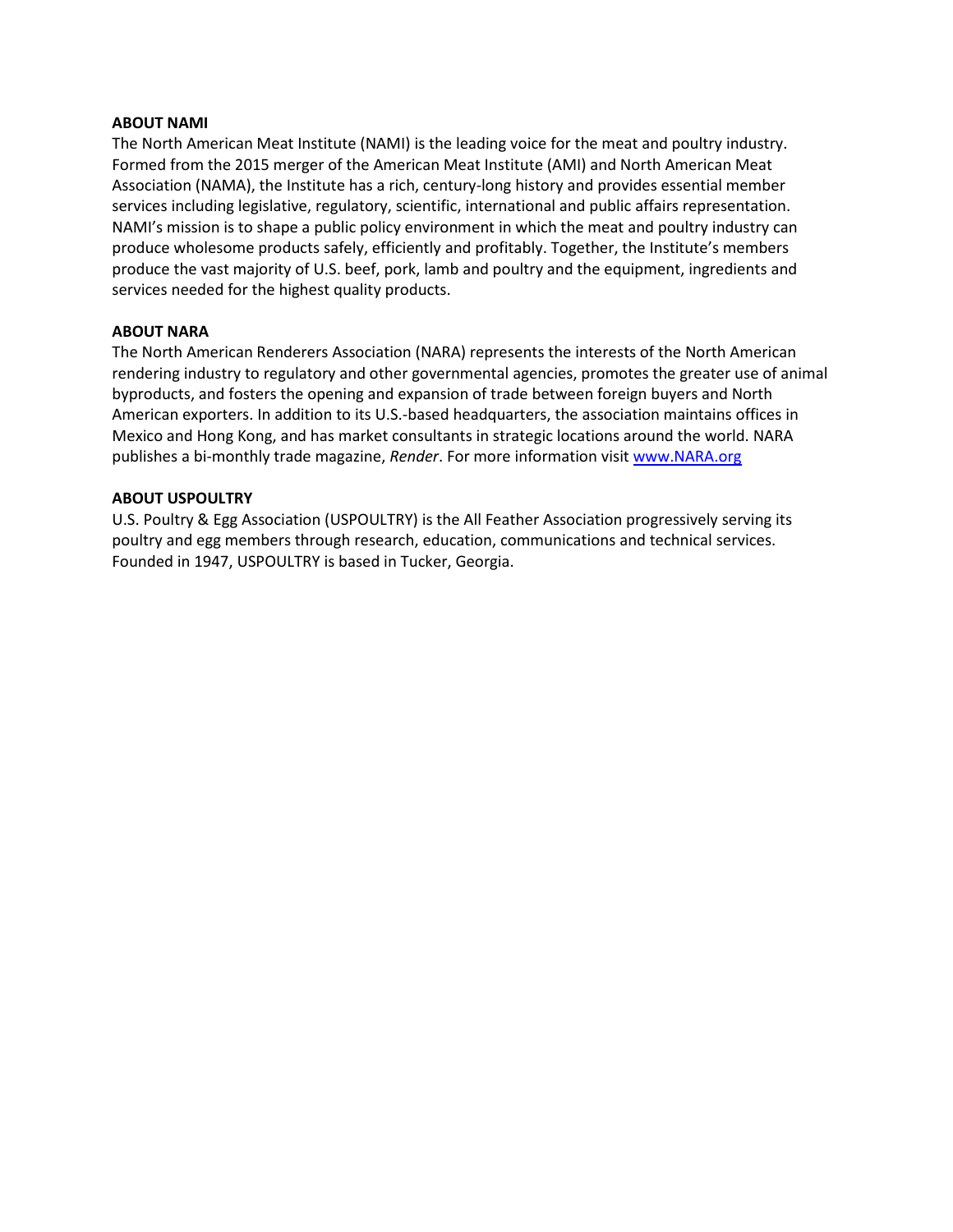**ABOUT NAMI**

The North American Meat Institute (NAMI) is the leading voice for the meat and poultry industry. Formed from the 2015 merger of the American Meat Institute (AMI) and North American Meat Association (NAMA), the Institute has a rich, century-long history and provides essential member services including legislative, regulatory, scientific, international and public affairs representation. NAMI's mission is to shape a public policy environment in which the meat and poultry industry can produce wholesome products safely, efficiently and profitably. Together, the Institute's members produce the vast majority of U.S. beef, pork, lamb and poultry and the equipment, ingredients and services needed for the highest quality products.

**ABOUT NARA**

The North American Renderers Association (NARA) represents the interests of the North American rendering industry to regulatory and other governmental agencies, promotes the greater use of animal byproducts, and fosters the opening and expansion of trade between foreign buyers and North American exporters. In addition to its U.S.-based headquarters, the association maintains offices in Mexico and Hong Kong, and has market consultants in strategic locations around the world. NARA publishes a bi-monthly trade magazine, *Render*. For more information visit [www.NARA.org](http://www.NARA.org)

**ABOUT USPOULTRY**

U.S. Poultry & Egg Association (USPOULTRY) is the All Feather Association progressively serving its poultry and egg members through research, education, communications and technical services. Founded in 1947, USPOULTRY is based in Tucker, Georgia.